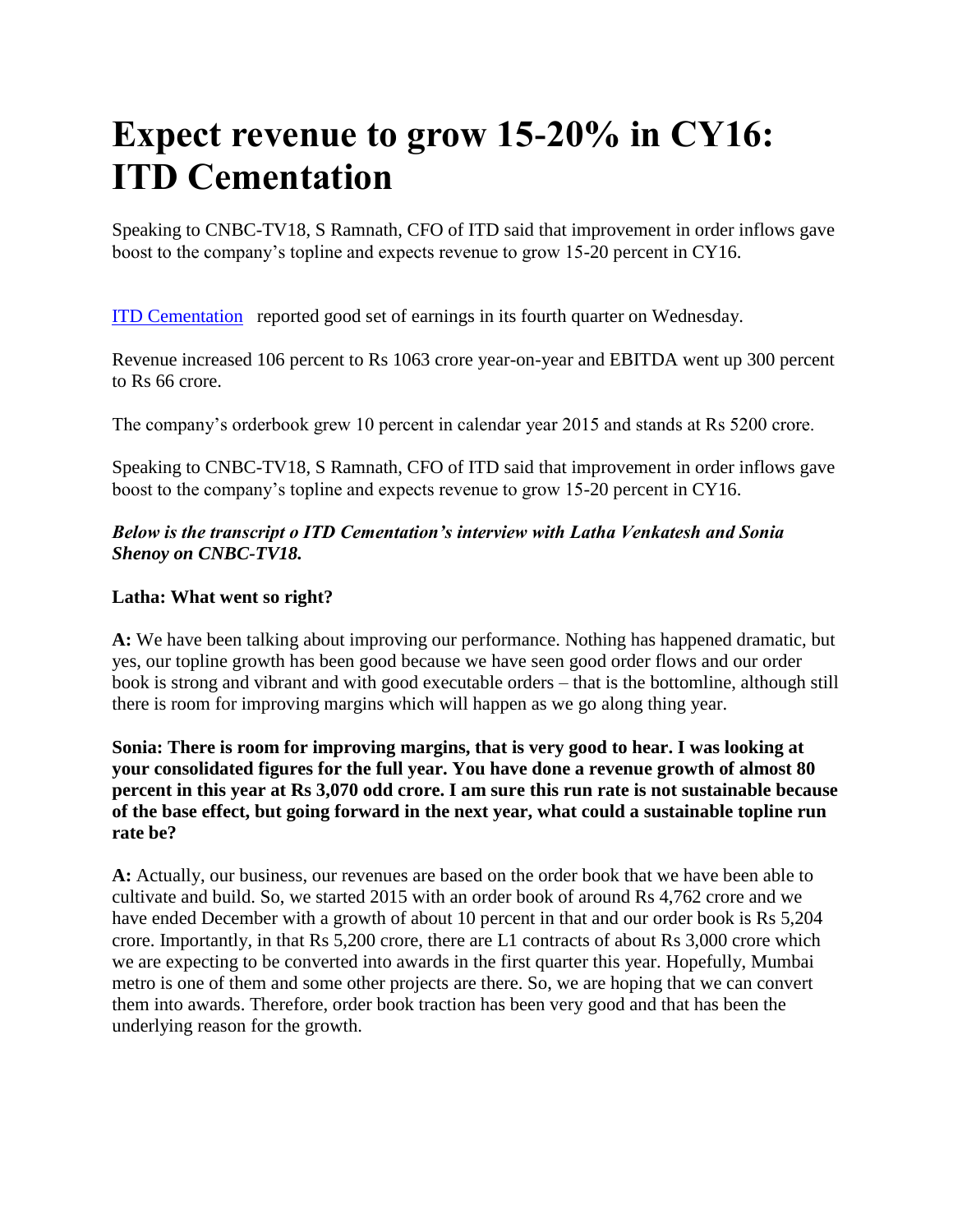# Expect revenue to grow 15-20% in CY16: ITD Cementation

Speaking to CNBC-TV18, S Ramnath, CFO of ITD said that improvement in order inflows gave boost to the company's topline and expects revenue to grow 15-20 percent in CY16.

ITD Cementation reported good set of earnings in its fourth quarter on Wednesday.

Revenue increased 106 percent to Rs 1063 crore year-on-year and EBITDA went up 300 percent to Rs 66 crore.

The company's orderbook grew 10 percent in calendar year 2015 and stands at Rs 5200 crore.

Speaking to CNBC-TV18, S Ramnath, CFO of ITD said that improvement in order inflows gave boost to the company's topline and expects revenue to grow 15-20 percent in CY16.

***Below is the transcript o ITD Cementation's interview with Latha Venkatesh and Sonia Shenoy on CNBC-TV18.***

**Latha: What went so right?**

**A:** We have been talking about improving our performance. Nothing has happened dramatic, but yes, our topline growth has been good because we have seen good order flows and our order book is strong and vibrant and with good executable orders – that is the bottomline, although still there is room for improving margins which will happen as we go along thing year.

**Sonia: There is room for improving margins, that is very good to hear. I was looking at your consolidated figures for the full year. You have done a revenue growth of almost 80 percent in this year at Rs 3,070 odd crore. I am sure this run rate is not sustainable because of the base effect, but going forward in the next year, what could a sustainable topline run rate be?**

**A:** Actually, our business, our revenues are based on the order book that we have been able to cultivate and build. So, we started 2015 with an order book of around Rs 4,762 crore and we have ended December with a growth of about 10 percent in that and our order book is Rs 5,204 crore. Importantly, in that Rs 5,200 crore, there are L1 contracts of about Rs 3,000 crore which we are expecting to be converted into awards in the first quarter this year. Hopefully, Mumbai metro is one of them and some other projects are there. So, we are hoping that we can convert them into awards. Therefore, order book traction has been very good and that has been the underlying reason for the growth.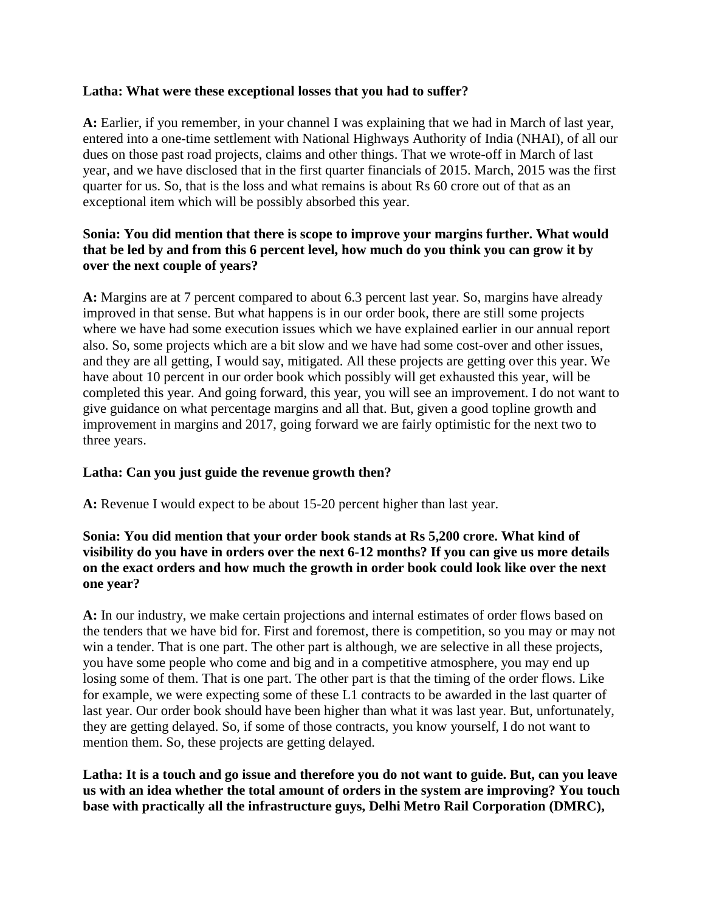**Latha: What were these exceptional losses that you had to suffer?**

**A:** Earlier, if you remember, in your channel I was explaining that we had in March of last year, entered into a one-time settlement with National Highways Authority of India (NHAI), of all our dues on those past road projects, claims and other things. That we wrote-off in March of last year, and we have disclosed that in the first quarter financials of 2015. March, 2015 was the first quarter for us. So, that is the loss and what remains is about Rs 60 crore out of that as an exceptional item which will be possibly absorbed this year.

**Sonia: You did mention that there is scope to improve your margins further. What would that be led by and from this 6 percent level, how much do you think you can grow it by over the next couple of years?**

**A:** Margins are at 7 percent compared to about 6.3 percent last year. So, margins have already improved in that sense. But what happens is in our order book, there are still some projects where we have had some execution issues which we have explained earlier in our annual report also. So, some projects which are a bit slow and we have had some cost-over and other issues, and they are all getting, I would say, mitigated. All these projects are getting over this year. We have about 10 percent in our order book which possibly will get exhausted this year, will be completed this year. And going forward, this year, you will see an improvement. I do not want to give guidance on what percentage margins and all that. But, given a good topline growth and improvement in margins and 2017, going forward we are fairly optimistic for the next two to three years.

**Latha: Can you just guide the revenue growth then?**

**A:** Revenue I would expect to be about 15-20 percent higher than last year.

**Sonia: You did mention that your order book stands at Rs 5,200 crore. What kind of visibility do you have in orders over the next 6-12 months? If you can give us more details on the exact orders and how much the growth in order book could look like over the next one year?**

**A:** In our industry, we make certain projections and internal estimates of order flows based on the tenders that we have bid for. First and foremost, there is competition, so you may or may not win a tender. That is one part. The other part is although, we are selective in all these projects, you have some people who come and big and in a competitive atmosphere, you may end up losing some of them. That is one part. The other part is that the timing of the order flows. Like for example, we were expecting some of these L1 contracts to be awarded in the last quarter of last year. Our order book should have been higher than what it was last year. But, unfortunately, they are getting delayed. So, if some of those contracts, you know yourself, I do not want to mention them. So, these projects are getting delayed.

**Latha: It is a touch and go issue and therefore you do not want to guide. But, can you leave us with an idea whether the total amount of orders in the system are improving? You touch base with practically all the infrastructure guys, Delhi Metro Rail Corporation (DMRC),**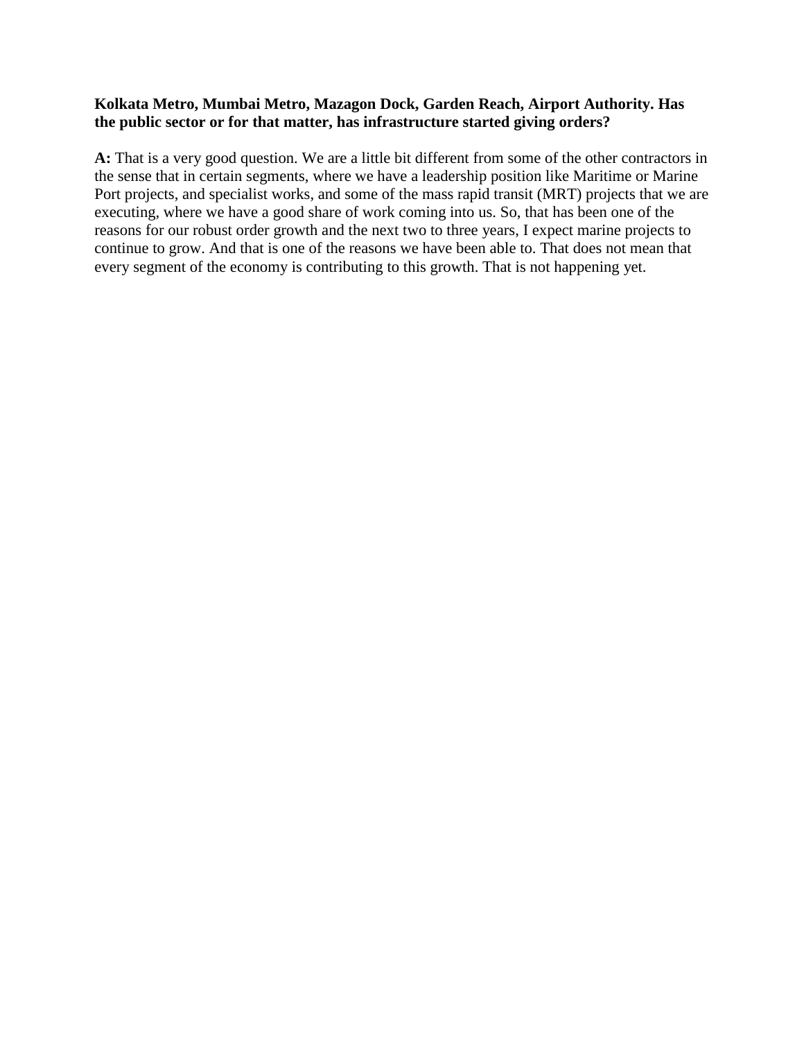**Kolkata Metro, Mumbai Metro, Mazagon Dock, Garden Reach, Airport Authority. Has the public sector or for that matter, has infrastructure started giving orders?**

**A:** That is a very good question. We are a little bit different from some of the other contractors in the sense that in certain segments, where we have a leadership position like Maritime or Marine Port projects, and specialist works, and some of the mass rapid transit (MRT) projects that we are executing, where we have a good share of work coming into us. So, that has been one of the reasons for our robust order growth and the next two to three years, I expect marine projects to continue to grow. And that is one of the reasons we have been able to. That does not mean that every segment of the economy is contributing to this growth. That is not happening yet.